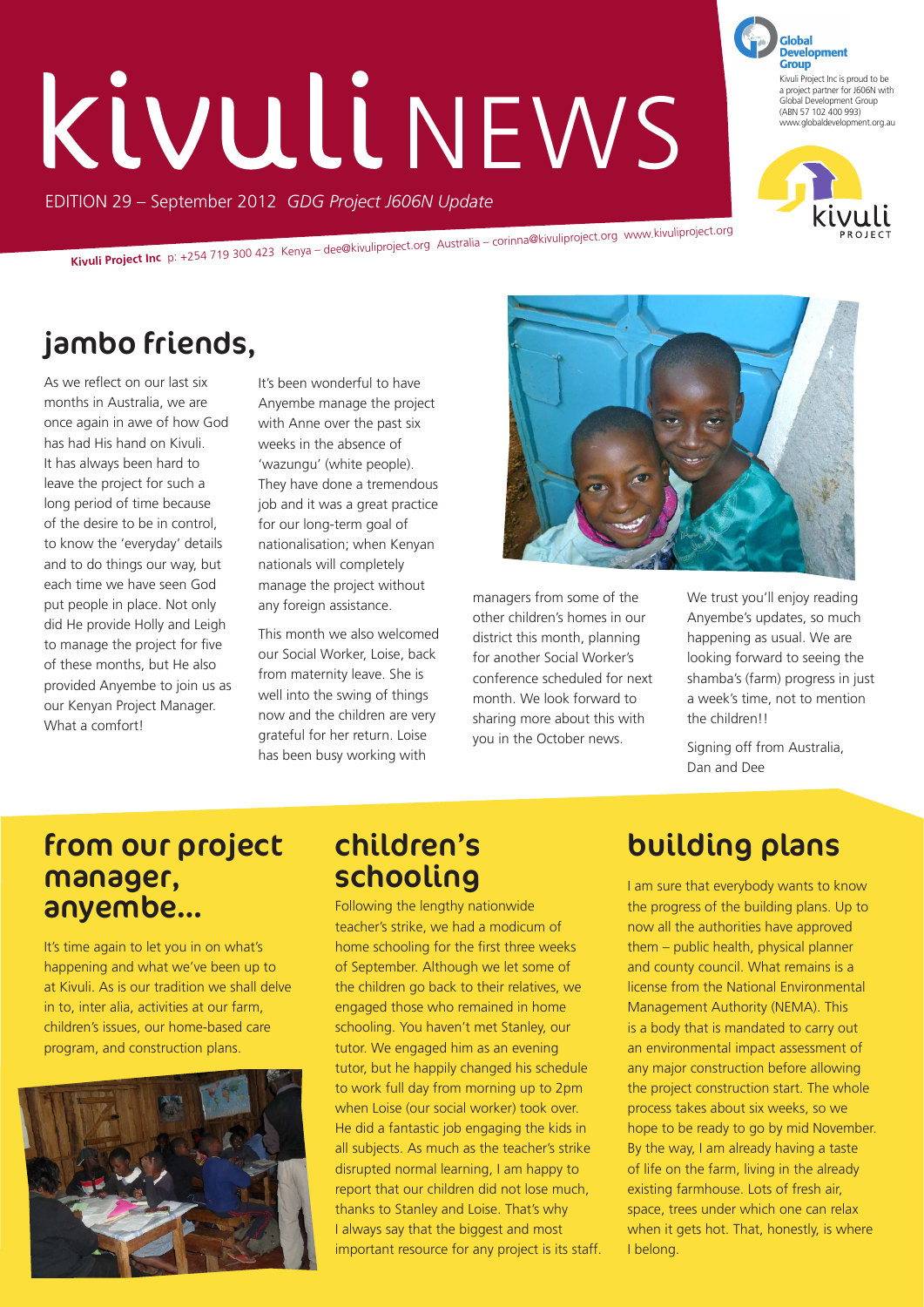# kivuli NEWS

EDITION 29 – September 2012 *GDG Project J606N Update*

**Kivuli Project Inc** p: +254 719 300 423 Kenya – dee@kivuliproject.org Australia – corinna@kivuliproject.org www.kivuliproject.org

Global Development Group

Kivuli Project Inc is proud to be a project partner for J606N with Global Development Group (ABN 57 102 400 993) www.globaldevelopment.org.au

## jambo friends,

As we reflect on our last six months in Australia, we are once again in awe of how God has had His hand on Kivuli. It has always been hard to leave the project for such a long period of time because of the desire to be in control, to know the 'everyday' details and to do things our way, but each time we have seen God put people in place. Not only did He provide Holly and Leigh to manage the project for five of these months, but He also provided Anyembe to join us as our Kenyan Project Manager. What a comfort!

It's been wonderful to have Anyembe manage the project with Anne over the past six weeks in the absence of 'wazungu' (white people). They have done a tremendous job and it was a great practice for our long-term goal of nationalisation; when Kenyan nationals will completely manage the project without any foreign assistance.

This month we also welcomed our Social Worker, Loise, back from maternity leave. She is well into the swing of things now and the children are very grateful for her return. Loise has been busy working with managers from some of the other children's homes in our district this month, planning for another Social Worker's conference scheduled for next month. We look forward to sharing more about this with you in the October news.

We trust you'll enjoy reading Anyembe's updates, so much happening as usual. We are looking forward to seeing the shamba's (farm) progress in just a week's time, not to mention the children!!

Signing off from Australia,
Dan and Dee

## from our project manager, anyembe...

It's time again to let you in on what's happening and what we've been up to at Kivuli. As is our tradition we shall delve in to, inter alia, activities at our farm, children's issues, our home-based care program, and construction plans.

## children's schooling

Following the lengthy nationwide teacher's strike, we had a modicum of home schooling for the first three weeks of September. Although we let some of the children go back to their relatives, we engaged those who remained in home schooling. You haven't met Stanley, our tutor. We engaged him as an evening tutor, but he happily changed his schedule to work full day from morning up to 2pm when Loise (our social worker) took over. He did a fantastic job engaging the kids in all subjects. As much as the teacher's strike disrupted normal learning, I am happy to report that our children did not lose much, thanks to Stanley and Loise. That's why I always say that the biggest and most important resource for any project is its staff.

## building plans

I am sure that everybody wants to know the progress of the building plans. Up to now all the authorities have approved them – public health, physical planner and county council. What remains is a license from the National Environmental Management Authority (NEMA). This is a body that is mandated to carry out an environmental impact assessment of any major construction before allowing the project construction start. The whole process takes about six weeks, so we hope to be ready to go by mid November. By the way, I am already having a taste of life on the farm, living in the already existing farmhouse. Lots of fresh air, space, trees under which one can relax when it gets hot. That, honestly, is where I belong.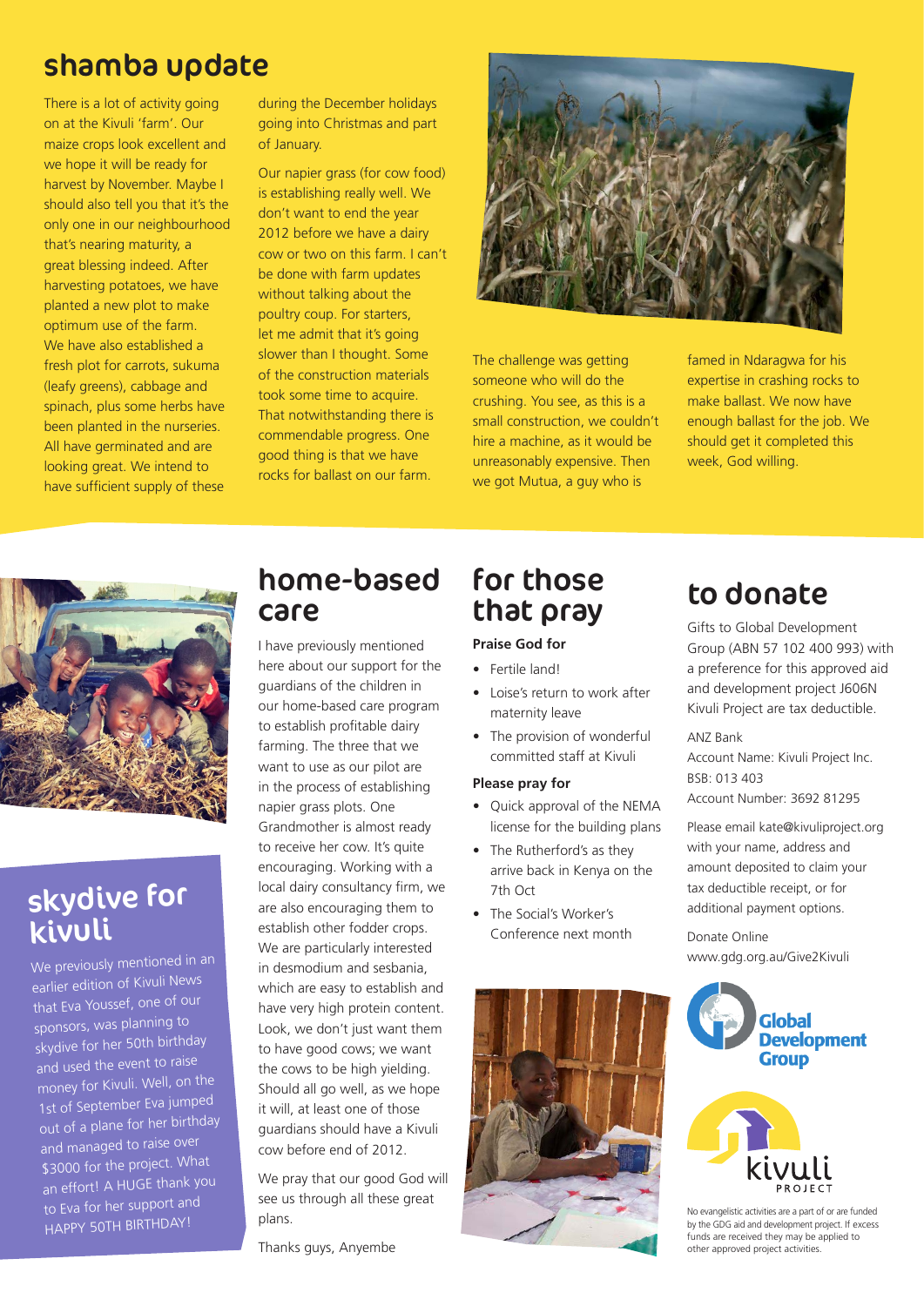## shamba update

There is a lot of activity going on at the Kivuli 'farm'. Our maize crops look excellent and we hope it will be ready for harvest by November. Maybe I should also tell you that it's the only one in our neighbourhood that's nearing maturity, a great blessing indeed. After harvesting potatoes, we have planted a new plot to make optimum use of the farm. We have also established a fresh plot for carrots, sukuma (leafy greens), cabbage and spinach, plus some herbs have been planted in the nurseries. All have germinated and are looking great. We intend to have sufficient supply of these during the December holidays going into Christmas and part of January.

Our napier grass (for cow food) is establishing really well. We don't want to end the year 2012 before we have a dairy cow or two on this farm. I can't be done with farm updates without talking about the poultry coup. For starters, let me admit that it's going slower than I thought. Some of the construction materials took some time to acquire. That notwithstanding there is commendable progress. One good thing is that we have rocks for ballast on our farm.

The challenge was getting someone who will do the crushing. You see, as this is a small construction, we couldn't hire a machine, as it would be unreasonably expensive. Then we got Mutua, a guy who is famed in Ndaragwa for his expertise in crashing rocks to make ballast. We now have enough ballast for the job. We should get it completed this week, God willing.

## skydive for kivuli

We previously mentioned in an earlier edition of Kivuli News that Eva Youssef, one of our sponsors, was planning to skydive for her 50th birthday and used the event to raise money for Kivuli. Well, on the 1st of September Eva jumped out of a plane for her birthday and managed to raise over $3000 for the project. What an effort! A HUGE thank you to Eva for her support and HAPPY 50TH BIRTHDAY!

## home-based care

I have previously mentioned here about our support for the guardians of the children in our home-based care program to establish profitable dairy farming. The three that we want to use as our pilot are in the process of establishing napier grass plots. One Grandmother is almost ready to receive her cow. It's quite encouraging. Working with a local dairy consultancy firm, we are also encouraging them to establish other fodder crops. We are particularly interested in desmodium and sesbania, which are easy to establish and have very high protein content. Look, we don't just want them to have good cows; we want the cows to be high yielding. Should all go well, as we hope it will, at least one of those guardians should have a Kivuli cow before end of 2012.

We pray that our good God will see us through all these great plans.

Thanks guys, Anyembe

## for those that pray

**Praise God for**

- Fertile land!
- Loise's return to work after maternity leave
- The provision of wonderful committed staff at Kivuli

**Please pray for**

- Quick approval of the NEMA license for the building plans
- The Rutherford's as they arrive back in Kenya on the 7th Oct
- The Social's Worker's Conference next month

## to donate

Gifts to Global Development Group (ABN 57 102 400 993) with a preference for this approved aid and development project J606N Kivuli Project are tax deductible.

ANZ Bank
Account Name: Kivuli Project Inc.
BSB: 013 403
Account Number: 3692 81295

Please email kate@kivuliproject.org with your name, address and amount deposited to claim your tax deductible receipt, or for additional payment options.

Donate Online
www.gdg.org.au/Give2Kivuli

Global Development Group

kivuli PROJECT

No evangelistic activities are a part of or are funded by the GDG aid and development project. If excess funds are received they may be applied to other approved project activities.